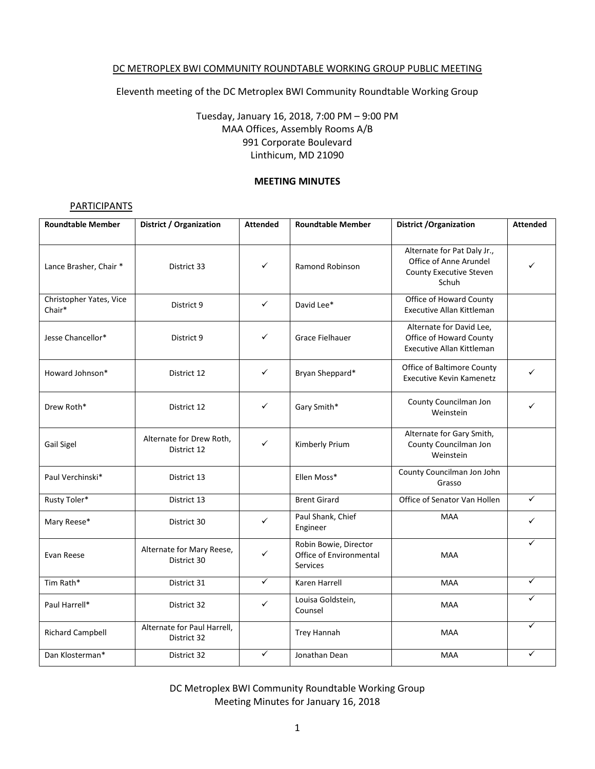DC METROPLEX BWI COMMUNITY ROUNDTABLE WORKING GROUP PUBLIC MEETING

Eleventh meeting of the DC Metroplex BWI Community Roundtable Working Group

Tuesday, January 16, 2018, 7:00 PM – 9:00 PM
MAA Offices, Assembly Rooms A/B
991 Corporate Boulevard
Linthicum, MD 21090

**MEETING MINUTES**

PARTICIPANTS

| Roundtable Member | District / Organization | Attended | Roundtable Member | District /Organization | Attended |
|---|---|---|---|---|---|
| Lance Brasher, Chair * | District 33 | ✓ | Ramond Robinson | Alternate for Pat Daly Jr., Office of Anne Arundel County Executive Steven Schuh | ✓ |
| Christopher Yates, Vice Chair* | District 9 | ✓ | David Lee* | Office of Howard County Executive Allan Kittleman | |
| Jesse Chancellor* | District 9 | ✓ | Grace Fielhauer | Alternate for David Lee, Office of Howard County Executive Allan Kittleman | |
| Howard Johnson* | District 12 | ✓ | Bryan Sheppard* | Office of Baltimore County Executive Kevin Kamenetz | ✓ |
| Drew Roth* | District 12 | ✓ | Gary Smith* | County Councilman Jon Weinstein | ✓ |
| Gail Sigel | Alternate for Drew Roth, District 12 | ✓ | Kimberly Prium | Alternate for Gary Smith, County Councilman Jon Weinstein | |
| Paul Verchinski* | District 13 | | Ellen Moss* | County Councilman Jon John Grasso | |
| Rusty Toler* | District 13 | | Brent Girard | Office of Senator Van Hollen | ✓ |
| Mary Reese* | District 30 | ✓ | Paul Shank, Chief Engineer | MAA | ✓ |
| Evan Reese | Alternate for Mary Reese, District 30 | ✓ | Robin Bowie, Director Office of Environmental Services | MAA | ✓ |
| Tim Rath* | District 31 | ✓ | Karen Harrell | MAA | ✓ |
| Paul Harrell* | District 32 | ✓ | Louisa Goldstein, Counsel | MAA | ✓ |
| Richard Campbell | Alternate for Paul Harrell, District 32 | | Trey Hannah | MAA | ✓ |
| Dan Klosterman* | District 32 | ✓ | Jonathan Dean | MAA | ✓ |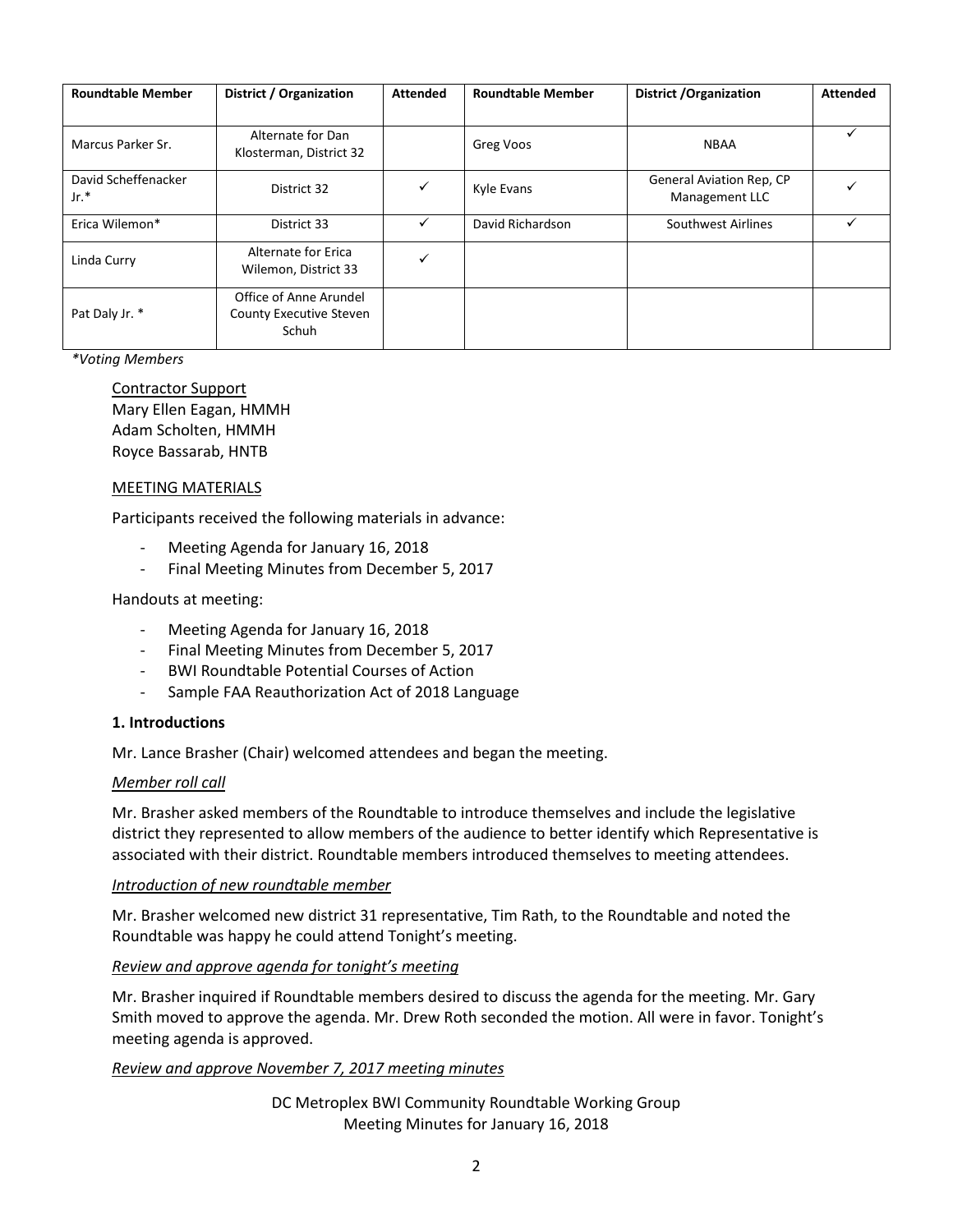| Roundtable Member | District / Organization | Attended | Roundtable Member | District /Organization | Attended |
|---|---|---|---|---|---|
| Marcus Parker Sr. | Alternate for Dan Klosterman, District 32 | | Greg Voos | NBAA | ✓ |
| David Scheffenacker Jr.* | District 32 | ✓ | Kyle Evans | General Aviation Rep, CP Management LLC | ✓ |
| Erica Wilemon* | District 33 | ✓ | David Richardson | Southwest Airlines | ✓ |
| Linda Curry | Alternate for Erica Wilemon, District 33 | ✓ | | | |
| Pat Daly Jr. * | Office of Anne Arundel County Executive Steven Schuh | | | | |

*\*Voting Members*

Contractor Support
Mary Ellen Eagan, HMMH
Adam Scholten, HMMH
Royce Bassarab, HNTB

MEETING MATERIALS

Participants received the following materials in advance:

- Meeting Agenda for January 16, 2018
- Final Meeting Minutes from December 5, 2017

Handouts at meeting:

- Meeting Agenda for January 16, 2018
- Final Meeting Minutes from December 5, 2017
- BWI Roundtable Potential Courses of Action
- Sample FAA Reauthorization Act of 2018 Language

**1. Introductions**

Mr. Lance Brasher (Chair) welcomed attendees and began the meeting.

*Member roll call*

Mr. Brasher asked members of the Roundtable to introduce themselves and include the legislative district they represented to allow members of the audience to better identify which Representative is associated with their district. Roundtable members introduced themselves to meeting attendees.

*Introduction of new roundtable member*

Mr. Brasher welcomed new district 31 representative, Tim Rath, to the Roundtable and noted the Roundtable was happy he could attend Tonight's meeting.

*Review and approve agenda for tonight's meeting*

Mr. Brasher inquired if Roundtable members desired to discuss the agenda for the meeting. Mr. Gary Smith moved to approve the agenda. Mr. Drew Roth seconded the motion. All were in favor. Tonight's meeting agenda is approved.

*Review and approve November 7, 2017 meeting minutes*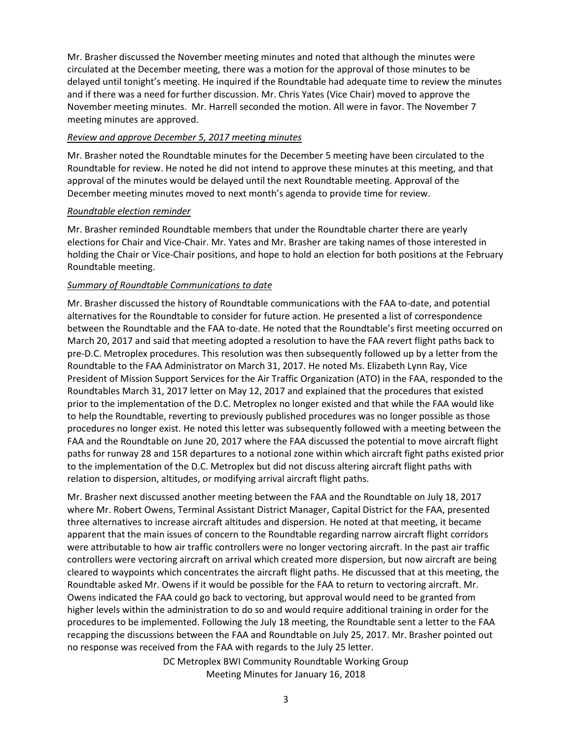Mr. Brasher discussed the November meeting minutes and noted that although the minutes were circulated at the December meeting, there was a motion for the approval of those minutes to be delayed until tonight's meeting. He inquired if the Roundtable had adequate time to review the minutes and if there was a need for further discussion. Mr. Chris Yates (Vice Chair) moved to approve the November meeting minutes. Mr. Harrell seconded the motion. All were in favor. The November 7 meeting minutes are approved.

*Review and approve December 5, 2017 meeting minutes*

Mr. Brasher noted the Roundtable minutes for the December 5 meeting have been circulated to the Roundtable for review. He noted he did not intend to approve these minutes at this meeting, and that approval of the minutes would be delayed until the next Roundtable meeting. Approval of the December meeting minutes moved to next month's agenda to provide time for review.

*Roundtable election reminder*

Mr. Brasher reminded Roundtable members that under the Roundtable charter there are yearly elections for Chair and Vice-Chair. Mr. Yates and Mr. Brasher are taking names of those interested in holding the Chair or Vice-Chair positions, and hope to hold an election for both positions at the February Roundtable meeting.

*Summary of Roundtable Communications to date*

Mr. Brasher discussed the history of Roundtable communications with the FAA to-date, and potential alternatives for the Roundtable to consider for future action. He presented a list of correspondence between the Roundtable and the FAA to-date. He noted that the Roundtable's first meeting occurred on March 20, 2017 and said that meeting adopted a resolution to have the FAA revert flight paths back to pre-D.C. Metroplex procedures. This resolution was then subsequently followed up by a letter from the Roundtable to the FAA Administrator on March 31, 2017. He noted Ms. Elizabeth Lynn Ray, Vice President of Mission Support Services for the Air Traffic Organization (ATO) in the FAA, responded to the Roundtables March 31, 2017 letter on May 12, 2017 and explained that the procedures that existed prior to the implementation of the D.C. Metroplex no longer existed and that while the FAA would like to help the Roundtable, reverting to previously published procedures was no longer possible as those procedures no longer exist. He noted this letter was subsequently followed with a meeting between the FAA and the Roundtable on June 20, 2017 where the FAA discussed the potential to move aircraft flight paths for runway 28 and 15R departures to a notional zone within which aircraft fight paths existed prior to the implementation of the D.C. Metroplex but did not discuss altering aircraft flight paths with relation to dispersion, altitudes, or modifying arrival aircraft flight paths.

Mr. Brasher next discussed another meeting between the FAA and the Roundtable on July 18, 2017 where Mr. Robert Owens, Terminal Assistant District Manager, Capital District for the FAA, presented three alternatives to increase aircraft altitudes and dispersion. He noted at that meeting, it became apparent that the main issues of concern to the Roundtable regarding narrow aircraft flight corridors were attributable to how air traffic controllers were no longer vectoring aircraft. In the past air traffic controllers were vectoring aircraft on arrival which created more dispersion, but now aircraft are being cleared to waypoints which concentrates the aircraft flight paths. He discussed that at this meeting, the Roundtable asked Mr. Owens if it would be possible for the FAA to return to vectoring aircraft. Mr. Owens indicated the FAA could go back to vectoring, but approval would need to be granted from higher levels within the administration to do so and would require additional training in order for the procedures to be implemented. Following the July 18 meeting, the Roundtable sent a letter to the FAA recapping the discussions between the FAA and Roundtable on July 25, 2017. Mr. Brasher pointed out no response was received from the FAA with regards to the July 25 letter.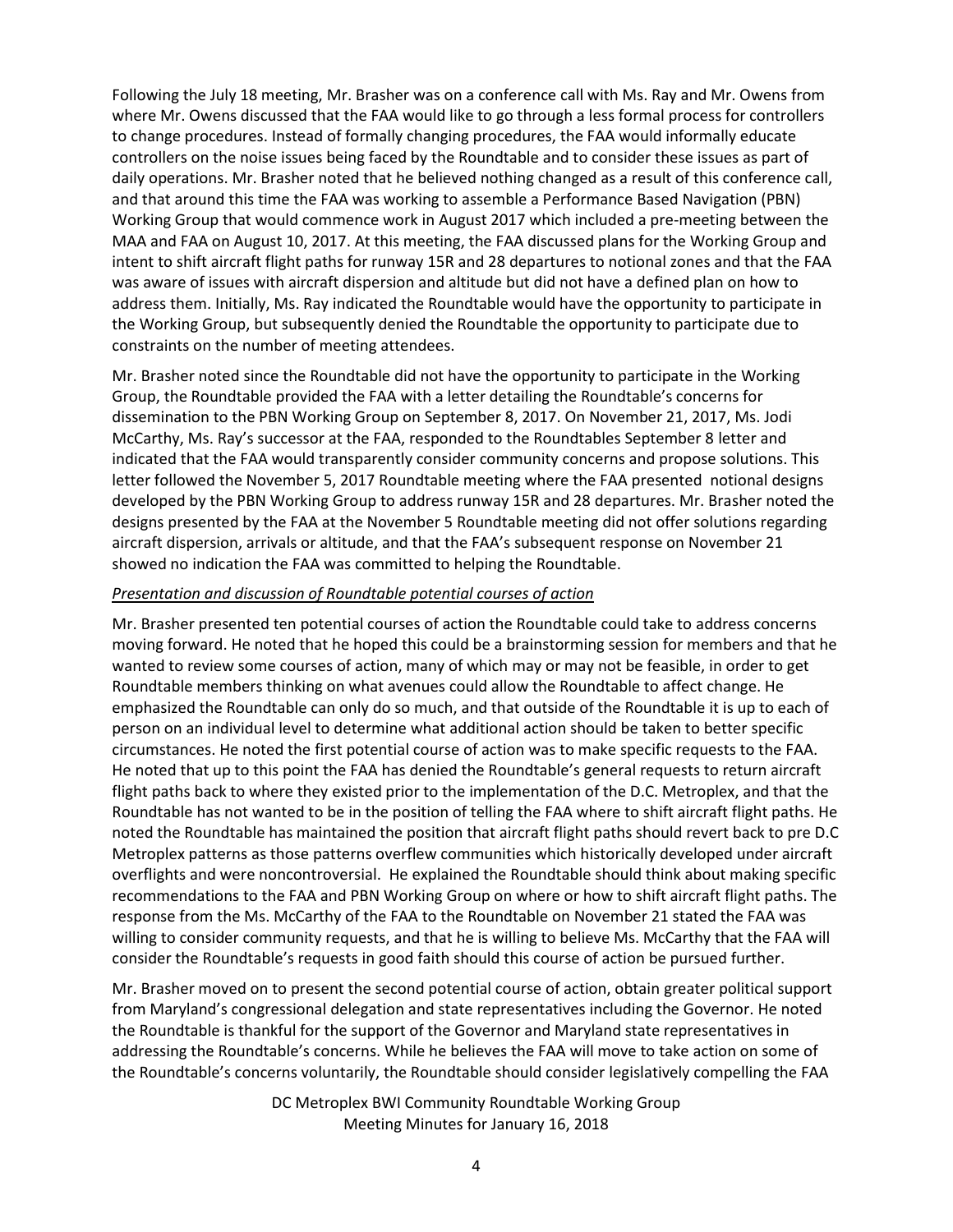Following the July 18 meeting, Mr. Brasher was on a conference call with Ms. Ray and Mr. Owens from where Mr. Owens discussed that the FAA would like to go through a less formal process for controllers to change procedures. Instead of formally changing procedures, the FAA would informally educate controllers on the noise issues being faced by the Roundtable and to consider these issues as part of daily operations. Mr. Brasher noted that he believed nothing changed as a result of this conference call, and that around this time the FAA was working to assemble a Performance Based Navigation (PBN) Working Group that would commence work in August 2017 which included a pre-meeting between the MAA and FAA on August 10, 2017. At this meeting, the FAA discussed plans for the Working Group and intent to shift aircraft flight paths for runway 15R and 28 departures to notional zones and that the FAA was aware of issues with aircraft dispersion and altitude but did not have a defined plan on how to address them. Initially, Ms. Ray indicated the Roundtable would have the opportunity to participate in the Working Group, but subsequently denied the Roundtable the opportunity to participate due to constraints on the number of meeting attendees.

Mr. Brasher noted since the Roundtable did not have the opportunity to participate in the Working Group, the Roundtable provided the FAA with a letter detailing the Roundtable's concerns for dissemination to the PBN Working Group on September 8, 2017. On November 21, 2017, Ms. Jodi McCarthy, Ms. Ray's successor at the FAA, responded to the Roundtables September 8 letter and indicated that the FAA would transparently consider community concerns and propose solutions. This letter followed the November 5, 2017 Roundtable meeting where the FAA presented notional designs developed by the PBN Working Group to address runway 15R and 28 departures. Mr. Brasher noted the designs presented by the FAA at the November 5 Roundtable meeting did not offer solutions regarding aircraft dispersion, arrivals or altitude, and that the FAA's subsequent response on November 21 showed no indication the FAA was committed to helping the Roundtable.

*Presentation and discussion of Roundtable potential courses of action*

Mr. Brasher presented ten potential courses of action the Roundtable could take to address concerns moving forward. He noted that he hoped this could be a brainstorming session for members and that he wanted to review some courses of action, many of which may or may not be feasible, in order to get Roundtable members thinking on what avenues could allow the Roundtable to affect change. He emphasized the Roundtable can only do so much, and that outside of the Roundtable it is up to each of person on an individual level to determine what additional action should be taken to better specific circumstances. He noted the first potential course of action was to make specific requests to the FAA. He noted that up to this point the FAA has denied the Roundtable's general requests to return aircraft flight paths back to where they existed prior to the implementation of the D.C. Metroplex, and that the Roundtable has not wanted to be in the position of telling the FAA where to shift aircraft flight paths. He noted the Roundtable has maintained the position that aircraft flight paths should revert back to pre D.C Metroplex patterns as those patterns overflew communities which historically developed under aircraft overflights and were noncontroversial. He explained the Roundtable should think about making specific recommendations to the FAA and PBN Working Group on where or how to shift aircraft flight paths. The response from the Ms. McCarthy of the FAA to the Roundtable on November 21 stated the FAA was willing to consider community requests, and that he is willing to believe Ms. McCarthy that the FAA will consider the Roundtable's requests in good faith should this course of action be pursued further.

Mr. Brasher moved on to present the second potential course of action, obtain greater political support from Maryland's congressional delegation and state representatives including the Governor. He noted the Roundtable is thankful for the support of the Governor and Maryland state representatives in addressing the Roundtable's concerns. While he believes the FAA will move to take action on some of the Roundtable's concerns voluntarily, the Roundtable should consider legislatively compelling the FAA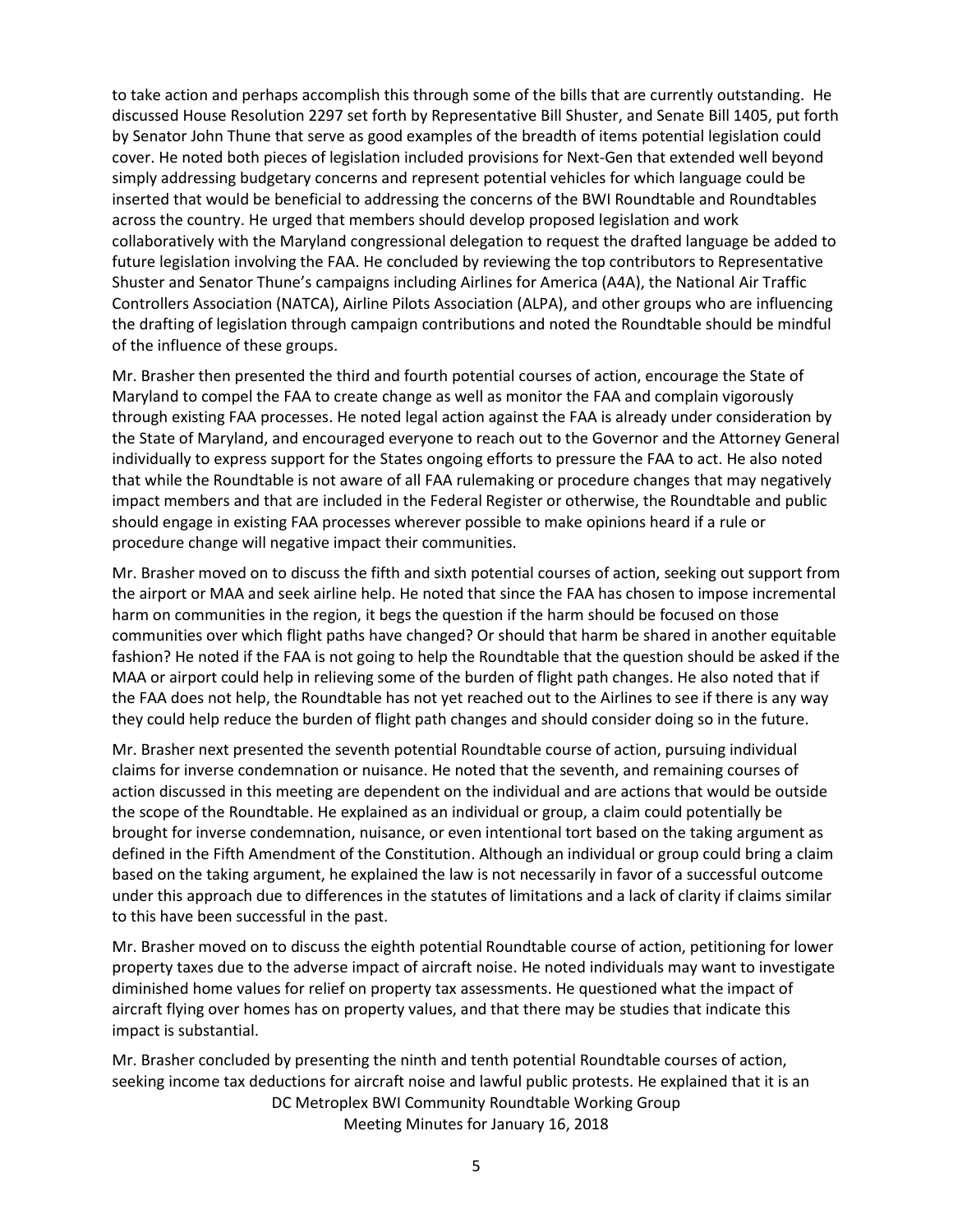to take action and perhaps accomplish this through some of the bills that are currently outstanding. He discussed House Resolution 2297 set forth by Representative Bill Shuster, and Senate Bill 1405, put forth by Senator John Thune that serve as good examples of the breadth of items potential legislation could cover. He noted both pieces of legislation included provisions for Next-Gen that extended well beyond simply addressing budgetary concerns and represent potential vehicles for which language could be inserted that would be beneficial to addressing the concerns of the BWI Roundtable and Roundtables across the country. He urged that members should develop proposed legislation and work collaboratively with the Maryland congressional delegation to request the drafted language be added to future legislation involving the FAA. He concluded by reviewing the top contributors to Representative Shuster and Senator Thune's campaigns including Airlines for America (A4A), the National Air Traffic Controllers Association (NATCA), Airline Pilots Association (ALPA), and other groups who are influencing the drafting of legislation through campaign contributions and noted the Roundtable should be mindful of the influence of these groups.

Mr. Brasher then presented the third and fourth potential courses of action, encourage the State of Maryland to compel the FAA to create change as well as monitor the FAA and complain vigorously through existing FAA processes. He noted legal action against the FAA is already under consideration by the State of Maryland, and encouraged everyone to reach out to the Governor and the Attorney General individually to express support for the States ongoing efforts to pressure the FAA to act. He also noted that while the Roundtable is not aware of all FAA rulemaking or procedure changes that may negatively impact members and that are included in the Federal Register or otherwise, the Roundtable and public should engage in existing FAA processes wherever possible to make opinions heard if a rule or procedure change will negative impact their communities.

Mr. Brasher moved on to discuss the fifth and sixth potential courses of action, seeking out support from the airport or MAA and seek airline help. He noted that since the FAA has chosen to impose incremental harm on communities in the region, it begs the question if the harm should be focused on those communities over which flight paths have changed? Or should that harm be shared in another equitable fashion? He noted if the FAA is not going to help the Roundtable that the question should be asked if the MAA or airport could help in relieving some of the burden of flight path changes. He also noted that if the FAA does not help, the Roundtable has not yet reached out to the Airlines to see if there is any way they could help reduce the burden of flight path changes and should consider doing so in the future.

Mr. Brasher next presented the seventh potential Roundtable course of action, pursuing individual claims for inverse condemnation or nuisance. He noted that the seventh, and remaining courses of action discussed in this meeting are dependent on the individual and are actions that would be outside the scope of the Roundtable. He explained as an individual or group, a claim could potentially be brought for inverse condemnation, nuisance, or even intentional tort based on the taking argument as defined in the Fifth Amendment of the Constitution. Although an individual or group could bring a claim based on the taking argument, he explained the law is not necessarily in favor of a successful outcome under this approach due to differences in the statutes of limitations and a lack of clarity if claims similar to this have been successful in the past.

Mr. Brasher moved on to discuss the eighth potential Roundtable course of action, petitioning for lower property taxes due to the adverse impact of aircraft noise. He noted individuals may want to investigate diminished home values for relief on property tax assessments. He questioned what the impact of aircraft flying over homes has on property values, and that there may be studies that indicate this impact is substantial.

Mr. Brasher concluded by presenting the ninth and tenth potential Roundtable courses of action, seeking income tax deductions for aircraft noise and lawful public protests. He explained that it is an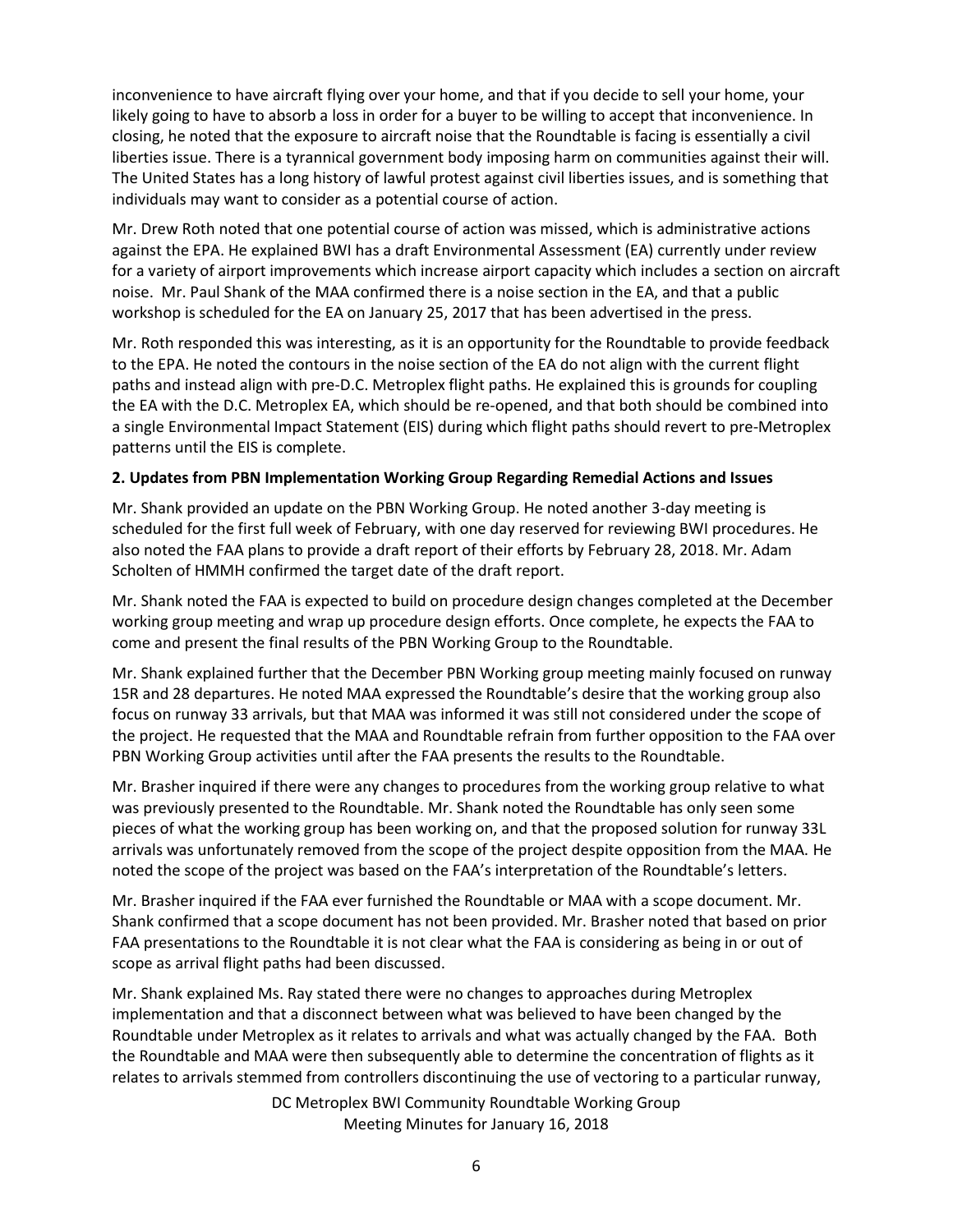inconvenience to have aircraft flying over your home, and that if you decide to sell your home, your likely going to have to absorb a loss in order for a buyer to be willing to accept that inconvenience. In closing, he noted that the exposure to aircraft noise that the Roundtable is facing is essentially a civil liberties issue. There is a tyrannical government body imposing harm on communities against their will. The United States has a long history of lawful protest against civil liberties issues, and is something that individuals may want to consider as a potential course of action.

Mr. Drew Roth noted that one potential course of action was missed, which is administrative actions against the EPA. He explained BWI has a draft Environmental Assessment (EA) currently under review for a variety of airport improvements which increase airport capacity which includes a section on aircraft noise. Mr. Paul Shank of the MAA confirmed there is a noise section in the EA, and that a public workshop is scheduled for the EA on January 25, 2017 that has been advertised in the press.

Mr. Roth responded this was interesting, as it is an opportunity for the Roundtable to provide feedback to the EPA. He noted the contours in the noise section of the EA do not align with the current flight paths and instead align with pre-D.C. Metroplex flight paths. He explained this is grounds for coupling the EA with the D.C. Metroplex EA, which should be re-opened, and that both should be combined into a single Environmental Impact Statement (EIS) during which flight paths should revert to pre-Metroplex patterns until the EIS is complete.

**2. Updates from PBN Implementation Working Group Regarding Remedial Actions and Issues**

Mr. Shank provided an update on the PBN Working Group. He noted another 3-day meeting is scheduled for the first full week of February, with one day reserved for reviewing BWI procedures. He also noted the FAA plans to provide a draft report of their efforts by February 28, 2018. Mr. Adam Scholten of HMMH confirmed the target date of the draft report.

Mr. Shank noted the FAA is expected to build on procedure design changes completed at the December working group meeting and wrap up procedure design efforts. Once complete, he expects the FAA to come and present the final results of the PBN Working Group to the Roundtable.

Mr. Shank explained further that the December PBN Working group meeting mainly focused on runway 15R and 28 departures. He noted MAA expressed the Roundtable's desire that the working group also focus on runway 33 arrivals, but that MAA was informed it was still not considered under the scope of the project. He requested that the MAA and Roundtable refrain from further opposition to the FAA over PBN Working Group activities until after the FAA presents the results to the Roundtable.

Mr. Brasher inquired if there were any changes to procedures from the working group relative to what was previously presented to the Roundtable. Mr. Shank noted the Roundtable has only seen some pieces of what the working group has been working on, and that the proposed solution for runway 33L arrivals was unfortunately removed from the scope of the project despite opposition from the MAA. He noted the scope of the project was based on the FAA's interpretation of the Roundtable's letters.

Mr. Brasher inquired if the FAA ever furnished the Roundtable or MAA with a scope document. Mr. Shank confirmed that a scope document has not been provided. Mr. Brasher noted that based on prior FAA presentations to the Roundtable it is not clear what the FAA is considering as being in or out of scope as arrival flight paths had been discussed.

Mr. Shank explained Ms. Ray stated there were no changes to approaches during Metroplex implementation and that a disconnect between what was believed to have been changed by the Roundtable under Metroplex as it relates to arrivals and what was actually changed by the FAA. Both the Roundtable and MAA were then subsequently able to determine the concentration of flights as it relates to arrivals stemmed from controllers discontinuing the use of vectoring to a particular runway,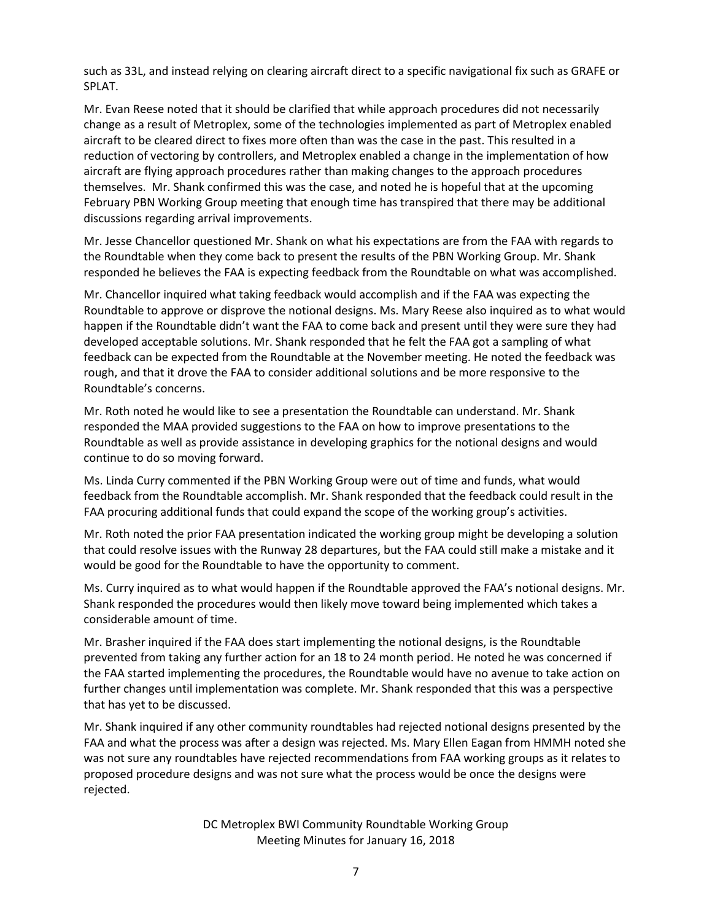such as 33L, and instead relying on clearing aircraft direct to a specific navigational fix such as GRAFE or SPLAT.

Mr. Evan Reese noted that it should be clarified that while approach procedures did not necessarily change as a result of Metroplex, some of the technologies implemented as part of Metroplex enabled aircraft to be cleared direct to fixes more often than was the case in the past. This resulted in a reduction of vectoring by controllers, and Metroplex enabled a change in the implementation of how aircraft are flying approach procedures rather than making changes to the approach procedures themselves. Mr. Shank confirmed this was the case, and noted he is hopeful that at the upcoming February PBN Working Group meeting that enough time has transpired that there may be additional discussions regarding arrival improvements.

Mr. Jesse Chancellor questioned Mr. Shank on what his expectations are from the FAA with regards to the Roundtable when they come back to present the results of the PBN Working Group. Mr. Shank responded he believes the FAA is expecting feedback from the Roundtable on what was accomplished.

Mr. Chancellor inquired what taking feedback would accomplish and if the FAA was expecting the Roundtable to approve or disprove the notional designs. Ms. Mary Reese also inquired as to what would happen if the Roundtable didn't want the FAA to come back and present until they were sure they had developed acceptable solutions. Mr. Shank responded that he felt the FAA got a sampling of what feedback can be expected from the Roundtable at the November meeting. He noted the feedback was rough, and that it drove the FAA to consider additional solutions and be more responsive to the Roundtable's concerns.

Mr. Roth noted he would like to see a presentation the Roundtable can understand. Mr. Shank responded the MAA provided suggestions to the FAA on how to improve presentations to the Roundtable as well as provide assistance in developing graphics for the notional designs and would continue to do so moving forward.

Ms. Linda Curry commented if the PBN Working Group were out of time and funds, what would feedback from the Roundtable accomplish. Mr. Shank responded that the feedback could result in the FAA procuring additional funds that could expand the scope of the working group's activities.

Mr. Roth noted the prior FAA presentation indicated the working group might be developing a solution that could resolve issues with the Runway 28 departures, but the FAA could still make a mistake and it would be good for the Roundtable to have the opportunity to comment.

Ms. Curry inquired as to what would happen if the Roundtable approved the FAA's notional designs. Mr. Shank responded the procedures would then likely move toward being implemented which takes a considerable amount of time.

Mr. Brasher inquired if the FAA does start implementing the notional designs, is the Roundtable prevented from taking any further action for an 18 to 24 month period. He noted he was concerned if the FAA started implementing the procedures, the Roundtable would have no avenue to take action on further changes until implementation was complete. Mr. Shank responded that this was a perspective that has yet to be discussed.

Mr. Shank inquired if any other community roundtables had rejected notional designs presented by the FAA and what the process was after a design was rejected. Ms. Mary Ellen Eagan from HMMH noted she was not sure any roundtables have rejected recommendations from FAA working groups as it relates to proposed procedure designs and was not sure what the process would be once the designs were rejected.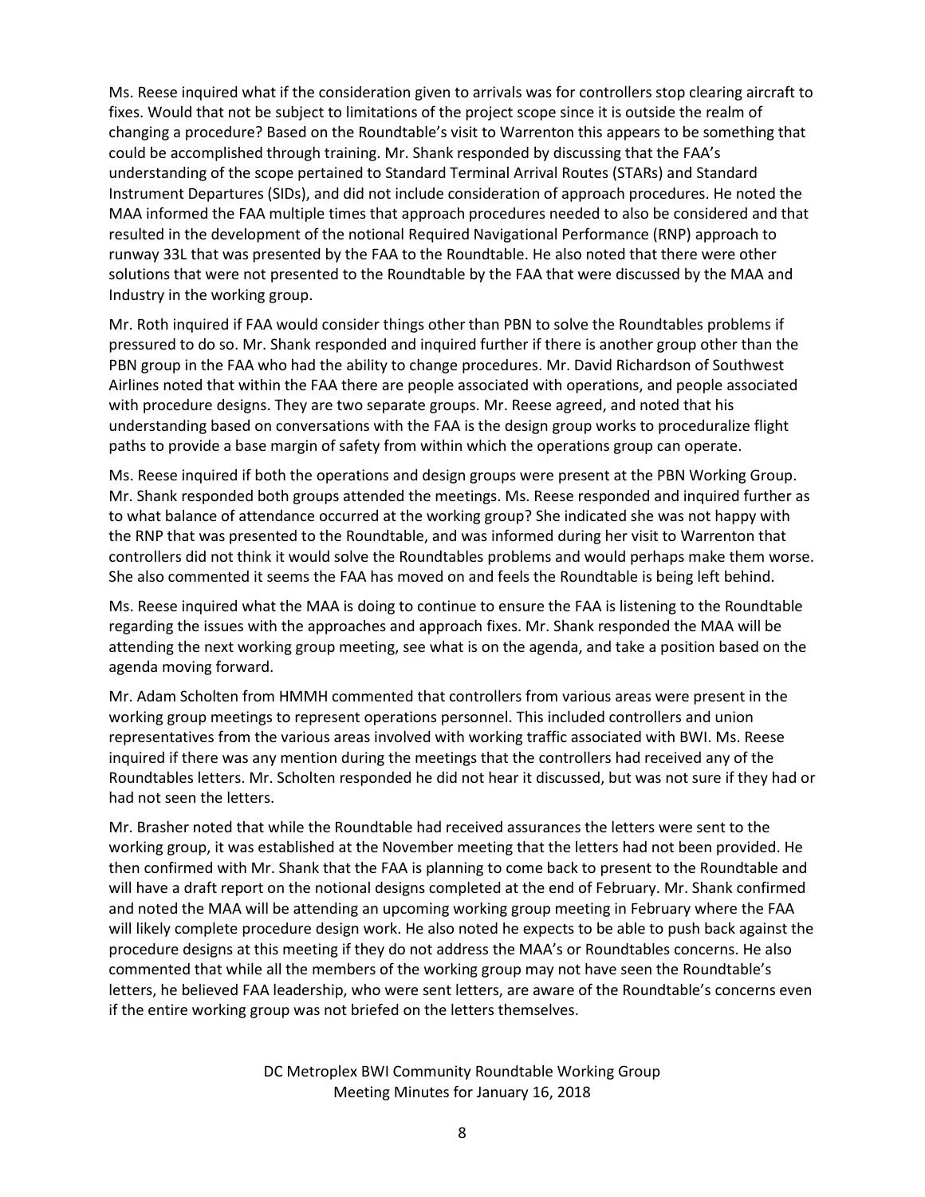Ms. Reese inquired what if the consideration given to arrivals was for controllers stop clearing aircraft to fixes. Would that not be subject to limitations of the project scope since it is outside the realm of changing a procedure? Based on the Roundtable's visit to Warrenton this appears to be something that could be accomplished through training. Mr. Shank responded by discussing that the FAA's understanding of the scope pertained to Standard Terminal Arrival Routes (STARs) and Standard Instrument Departures (SIDs), and did not include consideration of approach procedures. He noted the MAA informed the FAA multiple times that approach procedures needed to also be considered and that resulted in the development of the notional Required Navigational Performance (RNP) approach to runway 33L that was presented by the FAA to the Roundtable. He also noted that there were other solutions that were not presented to the Roundtable by the FAA that were discussed by the MAA and Industry in the working group.

Mr. Roth inquired if FAA would consider things other than PBN to solve the Roundtables problems if pressured to do so. Mr. Shank responded and inquired further if there is another group other than the PBN group in the FAA who had the ability to change procedures. Mr. David Richardson of Southwest Airlines noted that within the FAA there are people associated with operations, and people associated with procedure designs. They are two separate groups. Mr. Reese agreed, and noted that his understanding based on conversations with the FAA is the design group works to proceduralize flight paths to provide a base margin of safety from within which the operations group can operate.

Ms. Reese inquired if both the operations and design groups were present at the PBN Working Group. Mr. Shank responded both groups attended the meetings. Ms. Reese responded and inquired further as to what balance of attendance occurred at the working group? She indicated she was not happy with the RNP that was presented to the Roundtable, and was informed during her visit to Warrenton that controllers did not think it would solve the Roundtables problems and would perhaps make them worse. She also commented it seems the FAA has moved on and feels the Roundtable is being left behind.

Ms. Reese inquired what the MAA is doing to continue to ensure the FAA is listening to the Roundtable regarding the issues with the approaches and approach fixes. Mr. Shank responded the MAA will be attending the next working group meeting, see what is on the agenda, and take a position based on the agenda moving forward.

Mr. Adam Scholten from HMMH commented that controllers from various areas were present in the working group meetings to represent operations personnel. This included controllers and union representatives from the various areas involved with working traffic associated with BWI. Ms. Reese inquired if there was any mention during the meetings that the controllers had received any of the Roundtables letters. Mr. Scholten responded he did not hear it discussed, but was not sure if they had or had not seen the letters.

Mr. Brasher noted that while the Roundtable had received assurances the letters were sent to the working group, it was established at the November meeting that the letters had not been provided. He then confirmed with Mr. Shank that the FAA is planning to come back to present to the Roundtable and will have a draft report on the notional designs completed at the end of February. Mr. Shank confirmed and noted the MAA will be attending an upcoming working group meeting in February where the FAA will likely complete procedure design work. He also noted he expects to be able to push back against the procedure designs at this meeting if they do not address the MAA's or Roundtables concerns. He also commented that while all the members of the working group may not have seen the Roundtable's letters, he believed FAA leadership, who were sent letters, are aware of the Roundtable's concerns even if the entire working group was not briefed on the letters themselves.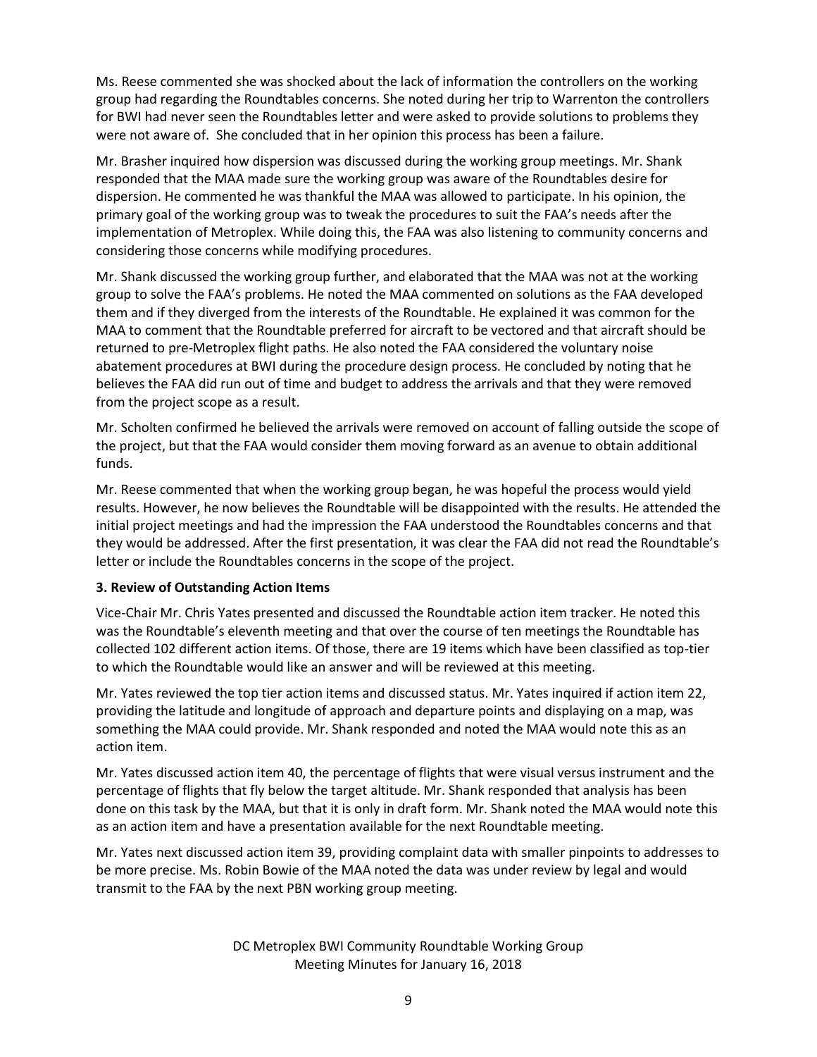Ms. Reese commented she was shocked about the lack of information the controllers on the working group had regarding the Roundtables concerns. She noted during her trip to Warrenton the controllers for BWI had never seen the Roundtables letter and were asked to provide solutions to problems they were not aware of. She concluded that in her opinion this process has been a failure.

Mr. Brasher inquired how dispersion was discussed during the working group meetings. Mr. Shank responded that the MAA made sure the working group was aware of the Roundtables desire for dispersion. He commented he was thankful the MAA was allowed to participate. In his opinion, the primary goal of the working group was to tweak the procedures to suit the FAA's needs after the implementation of Metroplex. While doing this, the FAA was also listening to community concerns and considering those concerns while modifying procedures.

Mr. Shank discussed the working group further, and elaborated that the MAA was not at the working group to solve the FAA's problems. He noted the MAA commented on solutions as the FAA developed them and if they diverged from the interests of the Roundtable. He explained it was common for the MAA to comment that the Roundtable preferred for aircraft to be vectored and that aircraft should be returned to pre-Metroplex flight paths. He also noted the FAA considered the voluntary noise abatement procedures at BWI during the procedure design process. He concluded by noting that he believes the FAA did run out of time and budget to address the arrivals and that they were removed from the project scope as a result.

Mr. Scholten confirmed he believed the arrivals were removed on account of falling outside the scope of the project, but that the FAA would consider them moving forward as an avenue to obtain additional funds.

Mr. Reese commented that when the working group began, he was hopeful the process would yield results. However, he now believes the Roundtable will be disappointed with the results. He attended the initial project meetings and had the impression the FAA understood the Roundtables concerns and that they would be addressed. After the first presentation, it was clear the FAA did not read the Roundtable's letter or include the Roundtables concerns in the scope of the project.

**3. Review of Outstanding Action Items**

Vice-Chair Mr. Chris Yates presented and discussed the Roundtable action item tracker. He noted this was the Roundtable's eleventh meeting and that over the course of ten meetings the Roundtable has collected 102 different action items. Of those, there are 19 items which have been classified as top-tier to which the Roundtable would like an answer and will be reviewed at this meeting.

Mr. Yates reviewed the top tier action items and discussed status. Mr. Yates inquired if action item 22, providing the latitude and longitude of approach and departure points and displaying on a map, was something the MAA could provide. Mr. Shank responded and noted the MAA would note this as an action item.

Mr. Yates discussed action item 40, the percentage of flights that were visual versus instrument and the percentage of flights that fly below the target altitude. Mr. Shank responded that analysis has been done on this task by the MAA, but that it is only in draft form. Mr. Shank noted the MAA would note this as an action item and have a presentation available for the next Roundtable meeting.

Mr. Yates next discussed action item 39, providing complaint data with smaller pinpoints to addresses to be more precise. Ms. Robin Bowie of the MAA noted the data was under review by legal and would transmit to the FAA by the next PBN working group meeting.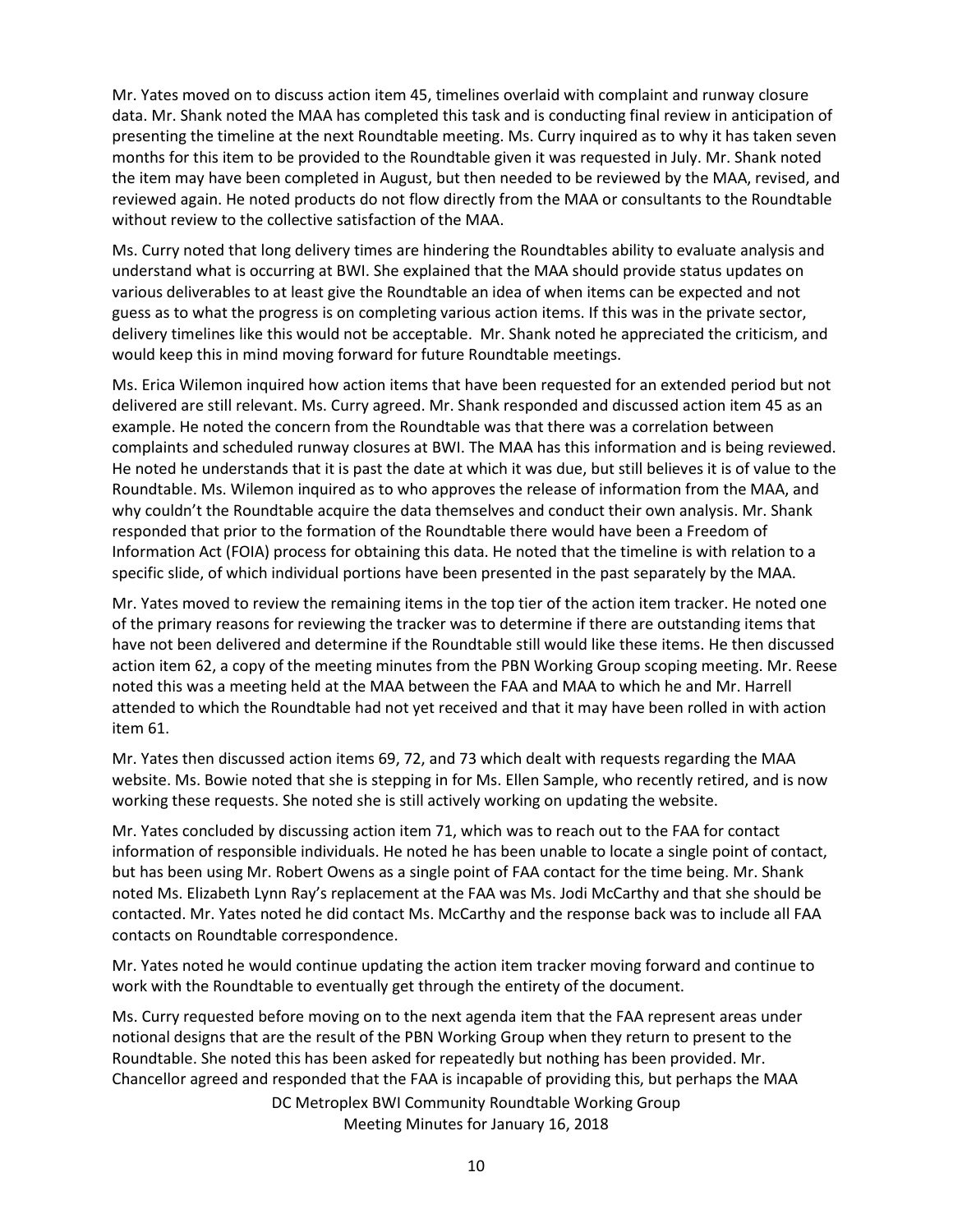Mr. Yates moved on to discuss action item 45, timelines overlaid with complaint and runway closure data. Mr. Shank noted the MAA has completed this task and is conducting final review in anticipation of presenting the timeline at the next Roundtable meeting. Ms. Curry inquired as to why it has taken seven months for this item to be provided to the Roundtable given it was requested in July. Mr. Shank noted the item may have been completed in August, but then needed to be reviewed by the MAA, revised, and reviewed again. He noted products do not flow directly from the MAA or consultants to the Roundtable without review to the collective satisfaction of the MAA.

Ms. Curry noted that long delivery times are hindering the Roundtables ability to evaluate analysis and understand what is occurring at BWI. She explained that the MAA should provide status updates on various deliverables to at least give the Roundtable an idea of when items can be expected and not guess as to what the progress is on completing various action items. If this was in the private sector, delivery timelines like this would not be acceptable. Mr. Shank noted he appreciated the criticism, and would keep this in mind moving forward for future Roundtable meetings.

Ms. Erica Wilemon inquired how action items that have been requested for an extended period but not delivered are still relevant. Ms. Curry agreed. Mr. Shank responded and discussed action item 45 as an example. He noted the concern from the Roundtable was that there was a correlation between complaints and scheduled runway closures at BWI. The MAA has this information and is being reviewed. He noted he understands that it is past the date at which it was due, but still believes it is of value to the Roundtable. Ms. Wilemon inquired as to who approves the release of information from the MAA, and why couldn't the Roundtable acquire the data themselves and conduct their own analysis. Mr. Shank responded that prior to the formation of the Roundtable there would have been a Freedom of Information Act (FOIA) process for obtaining this data. He noted that the timeline is with relation to a specific slide, of which individual portions have been presented in the past separately by the MAA.

Mr. Yates moved to review the remaining items in the top tier of the action item tracker. He noted one of the primary reasons for reviewing the tracker was to determine if there are outstanding items that have not been delivered and determine if the Roundtable still would like these items. He then discussed action item 62, a copy of the meeting minutes from the PBN Working Group scoping meeting. Mr. Reese noted this was a meeting held at the MAA between the FAA and MAA to which he and Mr. Harrell attended to which the Roundtable had not yet received and that it may have been rolled in with action item 61.

Mr. Yates then discussed action items 69, 72, and 73 which dealt with requests regarding the MAA website. Ms. Bowie noted that she is stepping in for Ms. Ellen Sample, who recently retired, and is now working these requests. She noted she is still actively working on updating the website.

Mr. Yates concluded by discussing action item 71, which was to reach out to the FAA for contact information of responsible individuals. He noted he has been unable to locate a single point of contact, but has been using Mr. Robert Owens as a single point of FAA contact for the time being. Mr. Shank noted Ms. Elizabeth Lynn Ray's replacement at the FAA was Ms. Jodi McCarthy and that she should be contacted. Mr. Yates noted he did contact Ms. McCarthy and the response back was to include all FAA contacts on Roundtable correspondence.

Mr. Yates noted he would continue updating the action item tracker moving forward and continue to work with the Roundtable to eventually get through the entirety of the document.

Ms. Curry requested before moving on to the next agenda item that the FAA represent areas under notional designs that are the result of the PBN Working Group when they return to present to the Roundtable. She noted this has been asked for repeatedly but nothing has been provided. Mr. Chancellor agreed and responded that the FAA is incapable of providing this, but perhaps the MAA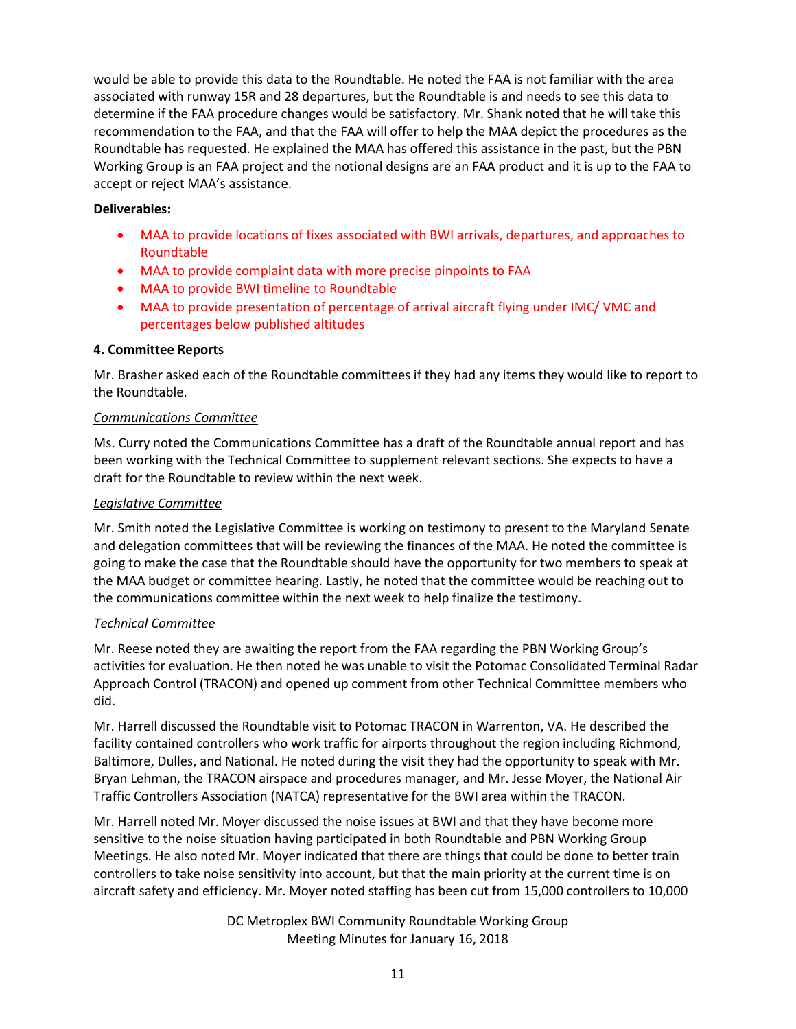would be able to provide this data to the Roundtable. He noted the FAA is not familiar with the area associated with runway 15R and 28 departures, but the Roundtable is and needs to see this data to determine if the FAA procedure changes would be satisfactory. Mr. Shank noted that he will take this recommendation to the FAA, and that the FAA will offer to help the MAA depict the procedures as the Roundtable has requested. He explained the MAA has offered this assistance in the past, but the PBN Working Group is an FAA project and the notional designs are an FAA product and it is up to the FAA to accept or reject MAA's assistance.

**Deliverables:**

- MAA to provide locations of fixes associated with BWI arrivals, departures, and approaches to Roundtable
- MAA to provide complaint data with more precise pinpoints to FAA
- MAA to provide BWI timeline to Roundtable
- MAA to provide presentation of percentage of arrival aircraft flying under IMC/ VMC and percentages below published altitudes

**4. Committee Reports**

Mr. Brasher asked each of the Roundtable committees if they had any items they would like to report to the Roundtable.

*Communications Committee*

Ms. Curry noted the Communications Committee has a draft of the Roundtable annual report and has been working with the Technical Committee to supplement relevant sections. She expects to have a draft for the Roundtable to review within the next week.

*Legislative Committee*

Mr. Smith noted the Legislative Committee is working on testimony to present to the Maryland Senate and delegation committees that will be reviewing the finances of the MAA. He noted the committee is going to make the case that the Roundtable should have the opportunity for two members to speak at the MAA budget or committee hearing. Lastly, he noted that the committee would be reaching out to the communications committee within the next week to help finalize the testimony.

*Technical Committee*

Mr. Reese noted they are awaiting the report from the FAA regarding the PBN Working Group's activities for evaluation. He then noted he was unable to visit the Potomac Consolidated Terminal Radar Approach Control (TRACON) and opened up comment from other Technical Committee members who did.

Mr. Harrell discussed the Roundtable visit to Potomac TRACON in Warrenton, VA. He described the facility contained controllers who work traffic for airports throughout the region including Richmond, Baltimore, Dulles, and National. He noted during the visit they had the opportunity to speak with Mr. Bryan Lehman, the TRACON airspace and procedures manager, and Mr. Jesse Moyer, the National Air Traffic Controllers Association (NATCA) representative for the BWI area within the TRACON.

Mr. Harrell noted Mr. Moyer discussed the noise issues at BWI and that they have become more sensitive to the noise situation having participated in both Roundtable and PBN Working Group Meetings. He also noted Mr. Moyer indicated that there are things that could be done to better train controllers to take noise sensitivity into account, but that the main priority at the current time is on aircraft safety and efficiency. Mr. Moyer noted staffing has been cut from 15,000 controllers to 10,000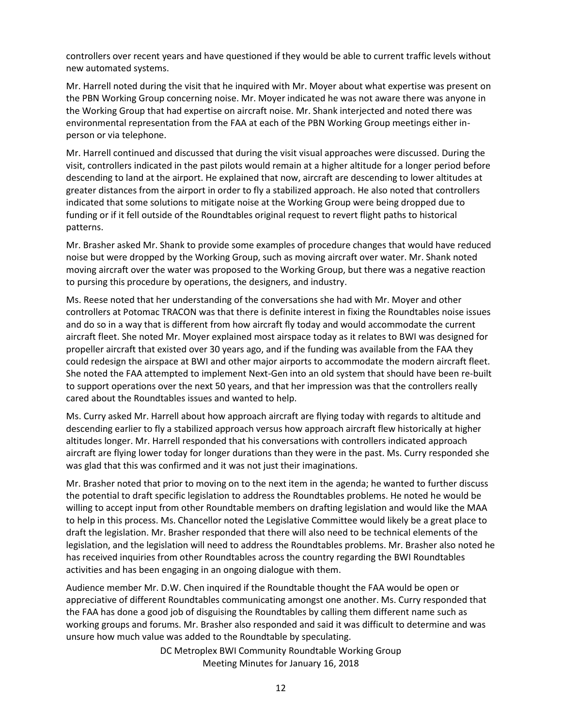controllers over recent years and have questioned if they would be able to current traffic levels without new automated systems.

Mr. Harrell noted during the visit that he inquired with Mr. Moyer about what expertise was present on the PBN Working Group concerning noise. Mr. Moyer indicated he was not aware there was anyone in the Working Group that had expertise on aircraft noise. Mr. Shank interjected and noted there was environmental representation from the FAA at each of the PBN Working Group meetings either in-person or via telephone.

Mr. Harrell continued and discussed that during the visit visual approaches were discussed. During the visit, controllers indicated in the past pilots would remain at a higher altitude for a longer period before descending to land at the airport. He explained that now, aircraft are descending to lower altitudes at greater distances from the airport in order to fly a stabilized approach. He also noted that controllers indicated that some solutions to mitigate noise at the Working Group were being dropped due to funding or if it fell outside of the Roundtables original request to revert flight paths to historical patterns.

Mr. Brasher asked Mr. Shank to provide some examples of procedure changes that would have reduced noise but were dropped by the Working Group, such as moving aircraft over water. Mr. Shank noted moving aircraft over the water was proposed to the Working Group, but there was a negative reaction to pursing this procedure by operations, the designers, and industry.

Ms. Reese noted that her understanding of the conversations she had with Mr. Moyer and other controllers at Potomac TRACON was that there is definite interest in fixing the Roundtables noise issues and do so in a way that is different from how aircraft fly today and would accommodate the current aircraft fleet. She noted Mr. Moyer explained most airspace today as it relates to BWI was designed for propeller aircraft that existed over 30 years ago, and if the funding was available from the FAA they could redesign the airspace at BWI and other major airports to accommodate the modern aircraft fleet. She noted the FAA attempted to implement Next-Gen into an old system that should have been re-built to support operations over the next 50 years, and that her impression was that the controllers really cared about the Roundtables issues and wanted to help.

Ms. Curry asked Mr. Harrell about how approach aircraft are flying today with regards to altitude and descending earlier to fly a stabilized approach versus how approach aircraft flew historically at higher altitudes longer. Mr. Harrell responded that his conversations with controllers indicated approach aircraft are flying lower today for longer durations than they were in the past. Ms. Curry responded she was glad that this was confirmed and it was not just their imaginations.

Mr. Brasher noted that prior to moving on to the next item in the agenda; he wanted to further discuss the potential to draft specific legislation to address the Roundtables problems. He noted he would be willing to accept input from other Roundtable members on drafting legislation and would like the MAA to help in this process. Ms. Chancellor noted the Legislative Committee would likely be a great place to draft the legislation. Mr. Brasher responded that there will also need to be technical elements of the legislation, and the legislation will need to address the Roundtables problems. Mr. Brasher also noted he has received inquiries from other Roundtables across the country regarding the BWI Roundtables activities and has been engaging in an ongoing dialogue with them.

Audience member Mr. D.W. Chen inquired if the Roundtable thought the FAA would be open or appreciative of different Roundtables communicating amongst one another. Ms. Curry responded that the FAA has done a good job of disguising the Roundtables by calling them different name such as working groups and forums. Mr. Brasher also responded and said it was difficult to determine and was unsure how much value was added to the Roundtable by speculating.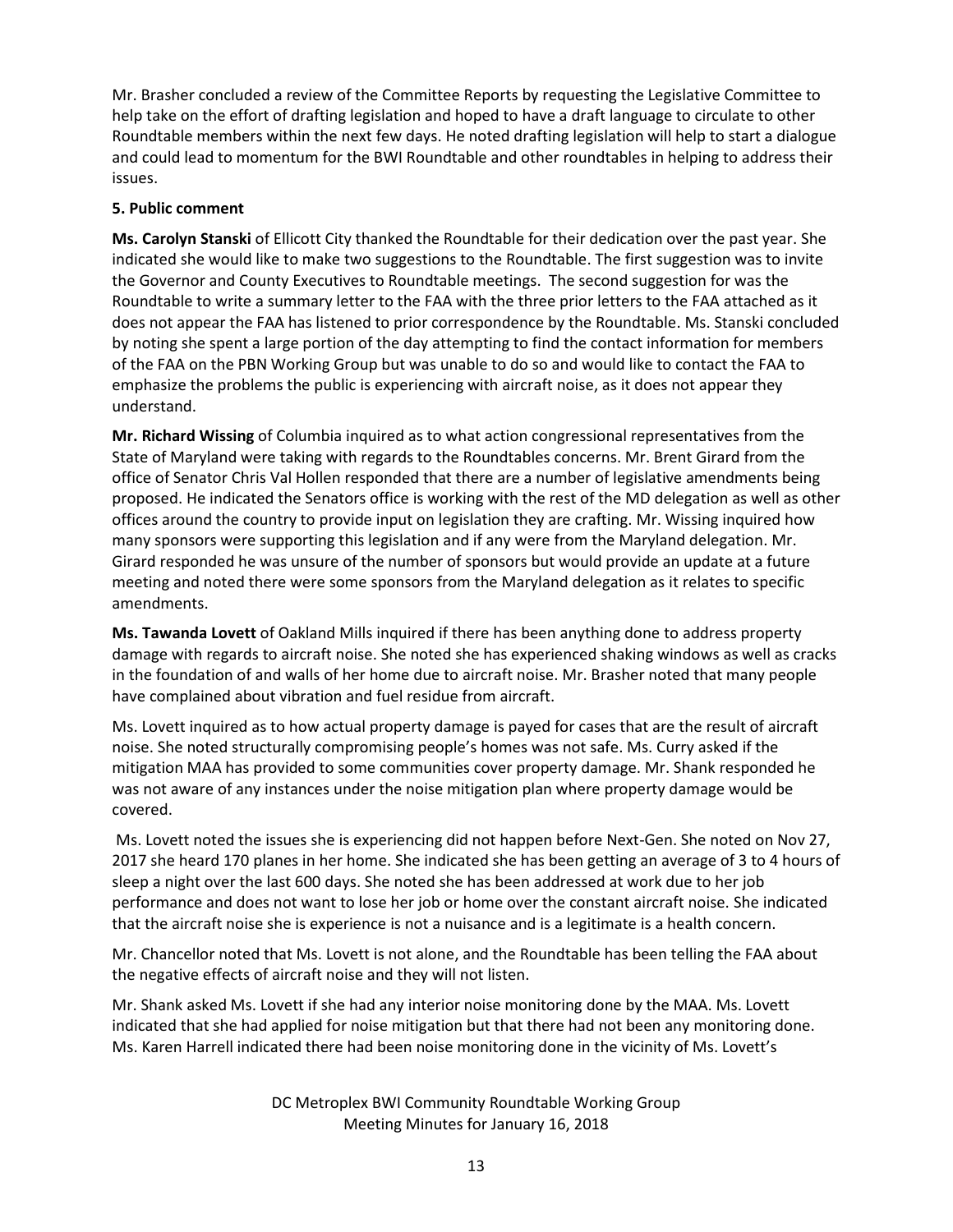Mr. Brasher concluded a review of the Committee Reports by requesting the Legislative Committee to help take on the effort of drafting legislation and hoped to have a draft language to circulate to other Roundtable members within the next few days. He noted drafting legislation will help to start a dialogue and could lead to momentum for the BWI Roundtable and other roundtables in helping to address their issues.

**5. Public comment**

**Ms. Carolyn Stanski** of Ellicott City thanked the Roundtable for their dedication over the past year. She indicated she would like to make two suggestions to the Roundtable. The first suggestion was to invite the Governor and County Executives to Roundtable meetings. The second suggestion for was the Roundtable to write a summary letter to the FAA with the three prior letters to the FAA attached as it does not appear the FAA has listened to prior correspondence by the Roundtable. Ms. Stanski concluded by noting she spent a large portion of the day attempting to find the contact information for members of the FAA on the PBN Working Group but was unable to do so and would like to contact the FAA to emphasize the problems the public is experiencing with aircraft noise, as it does not appear they understand.

**Mr. Richard Wissing** of Columbia inquired as to what action congressional representatives from the State of Maryland were taking with regards to the Roundtables concerns. Mr. Brent Girard from the office of Senator Chris Val Hollen responded that there are a number of legislative amendments being proposed. He indicated the Senators office is working with the rest of the MD delegation as well as other offices around the country to provide input on legislation they are crafting. Mr. Wissing inquired how many sponsors were supporting this legislation and if any were from the Maryland delegation. Mr. Girard responded he was unsure of the number of sponsors but would provide an update at a future meeting and noted there were some sponsors from the Maryland delegation as it relates to specific amendments.

**Ms. Tawanda Lovett** of Oakland Mills inquired if there has been anything done to address property damage with regards to aircraft noise. She noted she has experienced shaking windows as well as cracks in the foundation of and walls of her home due to aircraft noise. Mr. Brasher noted that many people have complained about vibration and fuel residue from aircraft.

Ms. Lovett inquired as to how actual property damage is payed for cases that are the result of aircraft noise. She noted structurally compromising people's homes was not safe. Ms. Curry asked if the mitigation MAA has provided to some communities cover property damage. Mr. Shank responded he was not aware of any instances under the noise mitigation plan where property damage would be covered.

Ms. Lovett noted the issues she is experiencing did not happen before Next-Gen. She noted on Nov 27, 2017 she heard 170 planes in her home. She indicated she has been getting an average of 3 to 4 hours of sleep a night over the last 600 days. She noted she has been addressed at work due to her job performance and does not want to lose her job or home over the constant aircraft noise. She indicated that the aircraft noise she is experience is not a nuisance and is a legitimate is a health concern.

Mr. Chancellor noted that Ms. Lovett is not alone, and the Roundtable has been telling the FAA about the negative effects of aircraft noise and they will not listen.

Mr. Shank asked Ms. Lovett if she had any interior noise monitoring done by the MAA. Ms. Lovett indicated that she had applied for noise mitigation but that there had not been any monitoring done. Ms. Karen Harrell indicated there had been noise monitoring done in the vicinity of Ms. Lovett's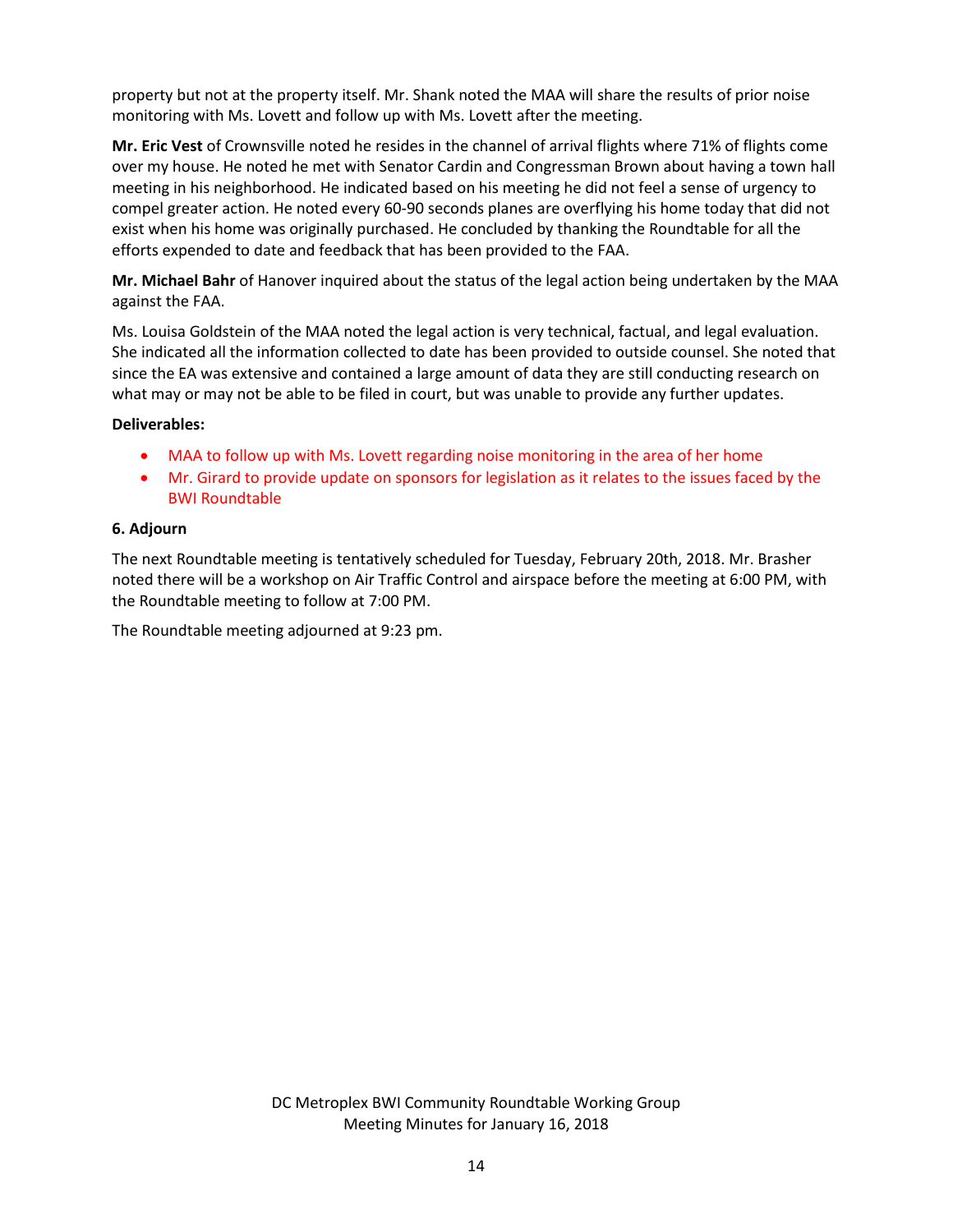property but not at the property itself. Mr. Shank noted the MAA will share the results of prior noise monitoring with Ms. Lovett and follow up with Ms. Lovett after the meeting.

**Mr. Eric Vest** of Crownsville noted he resides in the channel of arrival flights where 71% of flights come over my house. He noted he met with Senator Cardin and Congressman Brown about having a town hall meeting in his neighborhood. He indicated based on his meeting he did not feel a sense of urgency to compel greater action. He noted every 60-90 seconds planes are overflying his home today that did not exist when his home was originally purchased. He concluded by thanking the Roundtable for all the efforts expended to date and feedback that has been provided to the FAA.

**Mr. Michael Bahr** of Hanover inquired about the status of the legal action being undertaken by the MAA against the FAA.

Ms. Louisa Goldstein of the MAA noted the legal action is very technical, factual, and legal evaluation. She indicated all the information collected to date has been provided to outside counsel. She noted that since the EA was extensive and contained a large amount of data they are still conducting research on what may or may not be able to be filed in court, but was unable to provide any further updates.

**Deliverables:**

- MAA to follow up with Ms. Lovett regarding noise monitoring in the area of her home
- Mr. Girard to provide update on sponsors for legislation as it relates to the issues faced by the BWI Roundtable

**6. Adjourn**

The next Roundtable meeting is tentatively scheduled for Tuesday, February 20th, 2018. Mr. Brasher noted there will be a workshop on Air Traffic Control and airspace before the meeting at 6:00 PM, with the Roundtable meeting to follow at 7:00 PM.

The Roundtable meeting adjourned at 9:23 pm.